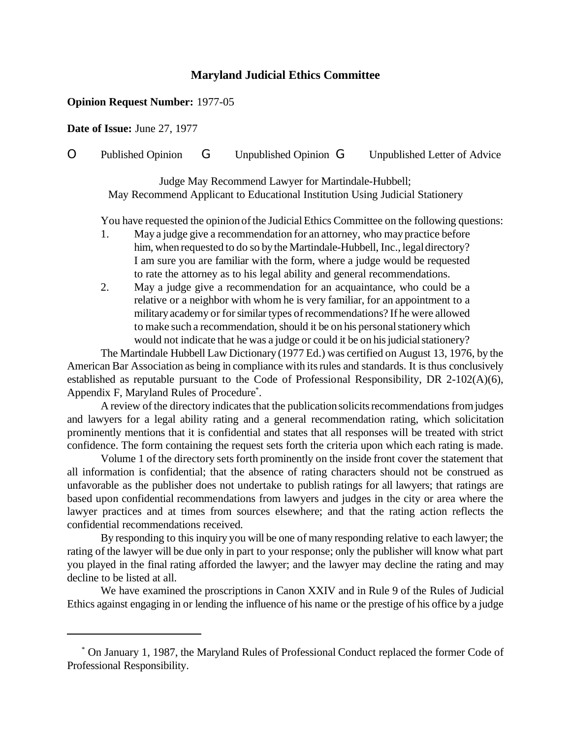# Maryland Judicial Ethics Committee

**Opinion Request Number:** 1977-05

**Date of Issue:** June 27, 1977

O Published Opinion G Unpublished Opinion G Unpublished Letter of Advice

Judge May Recommend Lawyer for Martindale-Hubbell;
May Recommend Applicant to Educational Institution Using Judicial Stationery

You have requested the opinion of the Judicial Ethics Committee on the following questions:

1. May a judge give a recommendation for an attorney, who may practice before him, when requested to do so by the Martindale-Hubbell, Inc., legal directory? I am sure you are familiar with the form, where a judge would be requested to rate the attorney as to his legal ability and general recommendations.
2. May a judge give a recommendation for an acquaintance, who could be a relative or a neighbor with whom he is very familiar, for an appointment to a military academy or for similar types of recommendations? If he were allowed to make such a recommendation, should it be on his personal stationery which would not indicate that he was a judge or could it be on his judicial stationery?

The Martindale Hubbell Law Dictionary (1977 Ed.) was certified on August 13, 1976, by the American Bar Association as being in compliance with its rules and standards. It is thus conclusively established as reputable pursuant to the Code of Professional Responsibility, DR 2-102(A)(6), Appendix F, Maryland Rules of Procedure*.

A review of the directory indicates that the publication solicits recommendations from judges and lawyers for a legal ability rating and a general recommendation rating, which solicitation prominently mentions that it is confidential and states that all responses will be treated with strict confidence. The form containing the request sets forth the criteria upon which each rating is made.

Volume 1 of the directory sets forth prominently on the inside front cover the statement that all information is confidential; that the absence of rating characters should not be construed as unfavorable as the publisher does not undertake to publish ratings for all lawyers; that ratings are based upon confidential recommendations from lawyers and judges in the city or area where the lawyer practices and at times from sources elsewhere; and that the rating action reflects the confidential recommendations received.

By responding to this inquiry you will be one of many responding relative to each lawyer; the rating of the lawyer will be due only in part to your response; only the publisher will know what part you played in the final rating afforded the lawyer; and the lawyer may decline the rating and may decline to be listed at all.

We have examined the proscriptions in Canon XXIV and in Rule 9 of the Rules of Judicial Ethics against engaging in or lending the influence of his name or the prestige of his office by a judge

---

* On January 1, 1987, the Maryland Rules of Professional Conduct replaced the former Code of Professional Responsibility.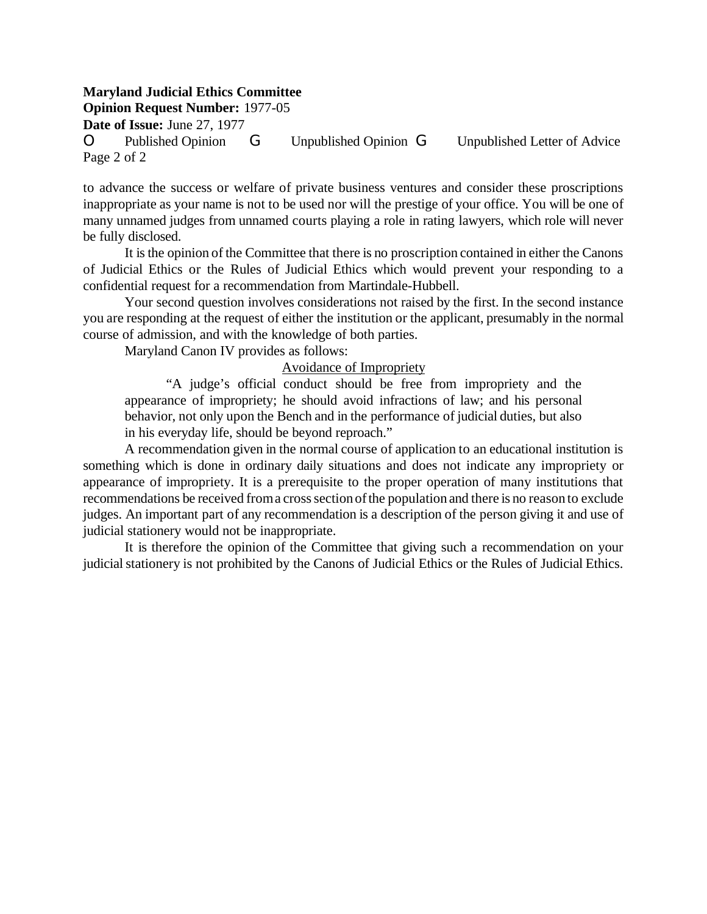to advance the success or welfare of private business ventures and consider these proscriptions inappropriate as your name is not to be used nor will the prestige of your office. You will be one of many unnamed judges from unnamed courts playing a role in rating lawyers, which role will never be fully disclosed.

It is the opinion of the Committee that there is no proscription contained in either the Canons of Judicial Ethics or the Rules of Judicial Ethics which would prevent your responding to a confidential request for a recommendation from Martindale-Hubbell.

Your second question involves considerations not raised by the first. In the second instance you are responding at the request of either the institution or the applicant, presumably in the normal course of admission, and with the knowledge of both parties.

Maryland Canon IV provides as follows:

Avoidance of Impropriety

> "A judge's official conduct should be free from impropriety and the appearance of impropriety; he should avoid infractions of law; and his personal behavior, not only upon the Bench and in the performance of judicial duties, but also in his everyday life, should be beyond reproach."

A recommendation given in the normal course of application to an educational institution is something which is done in ordinary daily situations and does not indicate any impropriety or appearance of impropriety. It is a prerequisite to the proper operation of many institutions that recommendations be received from a cross section of the population and there is no reason to exclude judges. An important part of any recommendation is a description of the person giving it and use of judicial stationery would not be inappropriate.

It is therefore the opinion of the Committee that giving such a recommendation on your judicial stationery is not prohibited by the Canons of Judicial Ethics or the Rules of Judicial Ethics.